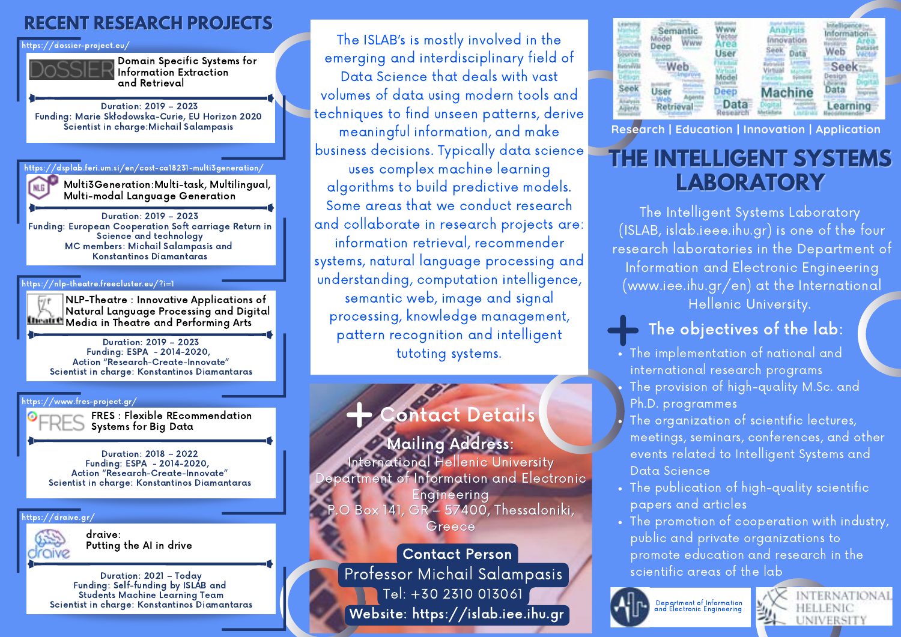## RECENT RESEARCH PROJECTS

https://dossier-project.eu/

**Domain Specific Systems for Information Extraction and Retrieval**

Duration: 2019 – 2023
Funding: Marie Skłodowska-Curie, EU Horizon 2020
Scientist in charge:Michail Salampasis

https://dsplab.feri.um.si/en/cost-ca18231-multi3generation/

**Multi3Generation:Multi-task, Multilingual, Multi-modal Language Generation**

Duration: 2019 – 2023
Funding: European Cooperation Soft carriage Return in Science and technology
MC members: Michail Salampasis and Konstantinos Diamantaras

https://nlp-theatre.freecluster.eu/?i=1

**NLP-Theatre : Innovative Applications of Natural Language Processing and Digital Media in Theatre and Performing Arts**

Duration: 2019 – 2023
Funding: ESPA - 2014-2020,
Action "Research-Create-Innovate"
Scientist in charge: Konstantinos Diamantaras

https://www.fres-project.gr/

**FRES : Flexible REcommendation Systems for Big Data**

Duration: 2018 – 2022
Funding: ESPA - 2014-2020,
Action "Research-Create-Innovate"
Scientist in charge: Konstantinos Diamantaras

https://draive.gr/

**draive: Putting the AI in drive**

Duration: 2021 – Today
Funding: Self-funding by ISLAB and Students Machine Learning Team
Scientist in charge: Konstantinos Diamantaras

The ISLAB's is mostly involved in the emerging and interdisciplinary field of Data Science that deals with vast volumes of data using modern tools and techniques to find unseen patterns, derive meaningful information, and make business decisions. Typically data science uses complex machine learning algorithms to build predictive models. Some areas that we conduct research and collaborate in research projects are: information retrieval, recommender systems, natural language processing and understanding, computation intelligence, semantic web, image and signal processing, knowledge management, pattern recognition and intelligent tutoting systems.

## + Contact Details

**Mailing Address:**
International Hellenic University
Department of Information and Electronic Engineering
P.O Box 141, GR – 57400, Thessaloniki, Greece

**Contact Person**
Professor Michail Salampasis
Tel: +30 2310 013061
**Website: https://islab.iee.ihu.gr**

Research | Education | Innovation | Application

# THE INTELLIGENT SYSTEMS LABORATORY

The Intelligent Systems Laboratory (ISLAB, islab.ieee.ihu.gr) is one of the four research laboratories in the Department of Information and Electronic Engineering (www.iee.ihu.gr/en) at the International Hellenic University.

## + The objectives of the lab:

- The implementation of national and international research programs
- The provision of high-quality M.Sc. and Ph.D. programmes
- The organization of scientific lectures, meetings, seminars, conferences, and other events related to Intelligent Systems and Data Science
- The publication of high-quality scientific papers and articles
- The promotion of cooperation with industry, public and private organizations to promote education and research in the scientific areas of the lab

Department of Information and Electronic Engineering

INTERNATIONAL HELLENIC UNIVERSITY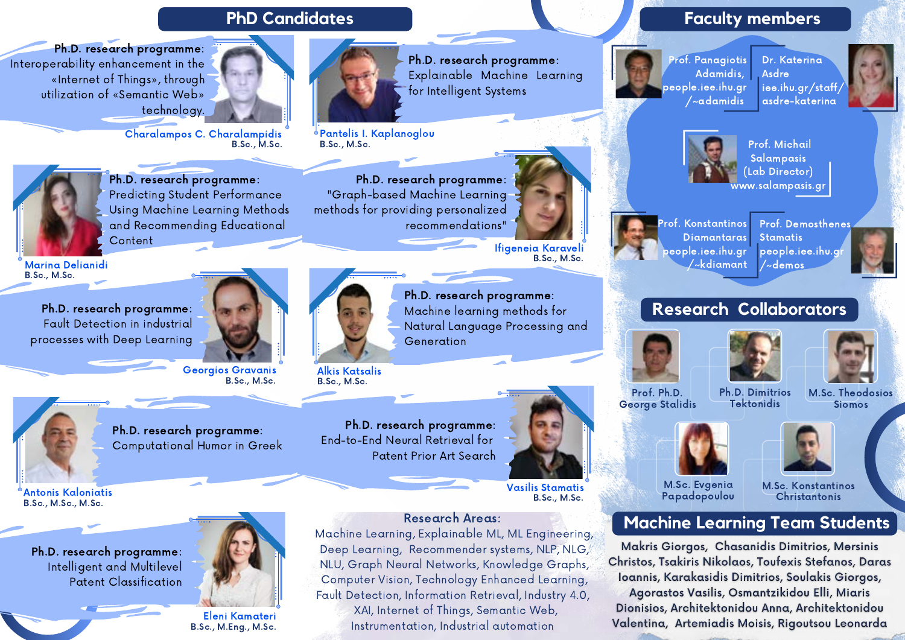## PhD Candidates

**Ph.D. research programme:** Interoperability enhancement in the «Internet of Things», through utilization of «Semantic Web» technology.

Charalampos C. Charalampidis
B.Sc., M.Sc.

**Ph.D. research programme:** Explainable Machine Learning for Intelligent Systems

Pantelis I. Kaplanoglou
B.Sc., M.Sc.

**Ph.D. research programme:** Predicting Student Performance Using Machine Learning Methods and Recommending Educational Content

Marina Delianidi
B.Sc., M.Sc.

**Ph.D. research programme:** "Graph-based Machine Learning methods for providing personalized recommendations"

Ifigeneia Karaveli
B.Sc., M.Sc.

**Ph.D. research programme:** Fault Detection in industrial processes with Deep Learning

Georgios Gravanis
B.Sc., M.Sc.

**Ph.D. research programme:** Machine learning methods for Natural Language Processing and Generation

Alkis Katsalis
B.Sc., M.Sc.

**Ph.D. research programme:** Computational Humor in Greek

Antonis Kaloniatis
B.Sc., M.Sc., M.Sc.

**Ph.D. research programme:** End-to-End Neural Retrieval for Patent Prior Art Search

Vasilis Stamatis
B.Sc., M.Sc.

**Ph.D. research programme:** Intelligent and Multilevel Patent Classification

Eleni Kamateri
B.Sc., M.Eng., M.Sc.

**Research Areas:**
Machine Learning, Explainable ML, ML Engineering, Deep Learning, Recommender systems, NLP, NLG, NLU, Graph Neural Networks, Knowledge Graphs, Computer Vision, Technology Enhanced Learning, Fault Detection, Information Retrieval, Industry 4.0, XAI, Internet of Things, Semantic Web, Instrumentation, Industrial automation

## Faculty members

Prof. Panagiotis Adamidis, people.iee.ihu.gr/~adamidis

Dr. Katerina Asdre iee.ihu.gr/staff/asdre-katerina

Prof. Michail Salampasis (Lab Director) www.salampasis.gr

Prof. Konstantinos Diamantaras people.iee.ihu.gr/~kdiamant

Prof. Demosthenes Stamatis people.iee.ihu.gr/~demos

## Research Collaborators

- Prof. Ph.D. George Stalidis
- Ph.D. Dimitrios Tektonidis
- M.Sc. Theodosios Siomos
- M.Sc. Evgenia Papadopoulou
- M.Sc. Konstantinos Christantonis

## Machine Learning Team Students

Makris Giorgos, Chasanidis Dimitrios, Mersinis Christos, Tsakiris Nikolaos, Toufexis Stefanos, Daras Ioannis, Karakasidis Dimitrios, Soulakis Giorgos, Agorastos Vasilis, Osmantzikidou Elli, Miaris Dionisios, Architektonidou Anna, Architektonidou Valentina, Artemiadis Moisis, Rigoutsou Leonarda